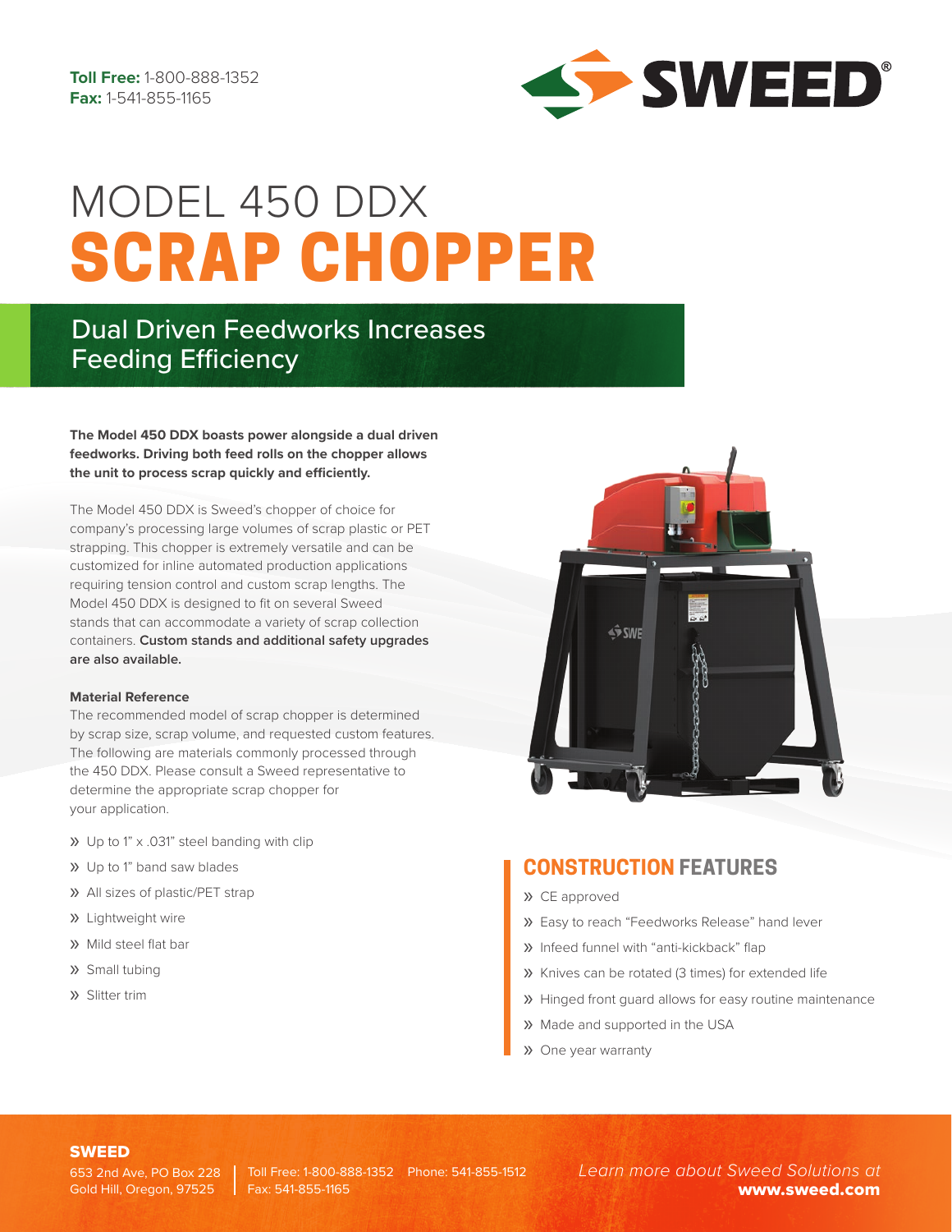**Toll Free:** 1-800-888-1352
**Fax:** 1-541-855-1165

SWEED®

# MODEL 450 DDX
# SCRAP CHOPPER

## Dual Driven Feedworks Increases Feeding Efficiency

**The Model 450 DDX boasts power alongside a dual driven feedworks. Driving both feed rolls on the chopper allows the unit to process scrap quickly and efficiently.**

The Model 450 DDX is Sweed's chopper of choice for company's processing large volumes of scrap plastic or PET strapping. This chopper is extremely versatile and can be customized for inline automated production applications requiring tension control and custom scrap lengths. The Model 450 DDX is designed to fit on several Sweed stands that can accommodate a variety of scrap collection containers. **Custom stands and additional safety upgrades are also available.**

**Material Reference**

The recommended model of scrap chopper is determined by scrap size, scrap volume, and requested custom features. The following are materials commonly processed through the 450 DDX. Please consult a Sweed representative to determine the appropriate scrap chopper for your application.

- Up to 1" x .031" steel banding with clip
- Up to 1" band saw blades
- All sizes of plastic/PET strap
- Lightweight wire
- Mild steel flat bar
- Small tubing
- Slitter trim

## CONSTRUCTION FEATURES

- CE approved
- Easy to reach "Feedworks Release" hand lever
- Infeed funnel with "anti-kickback" flap
- Knives can be rotated (3 times) for extended life
- Hinged front guard allows for easy routine maintenance
- Made and supported in the USA
- One year warranty

**SWEED**
653 2nd Ave, PO Box 228
Gold Hill, Oregon, 97525

Toll Free: 1-800-888-1352 Phone: 541-855-1512
Fax: 541-855-1165

*Learn more about Sweed Solutions at* **www.sweed.com**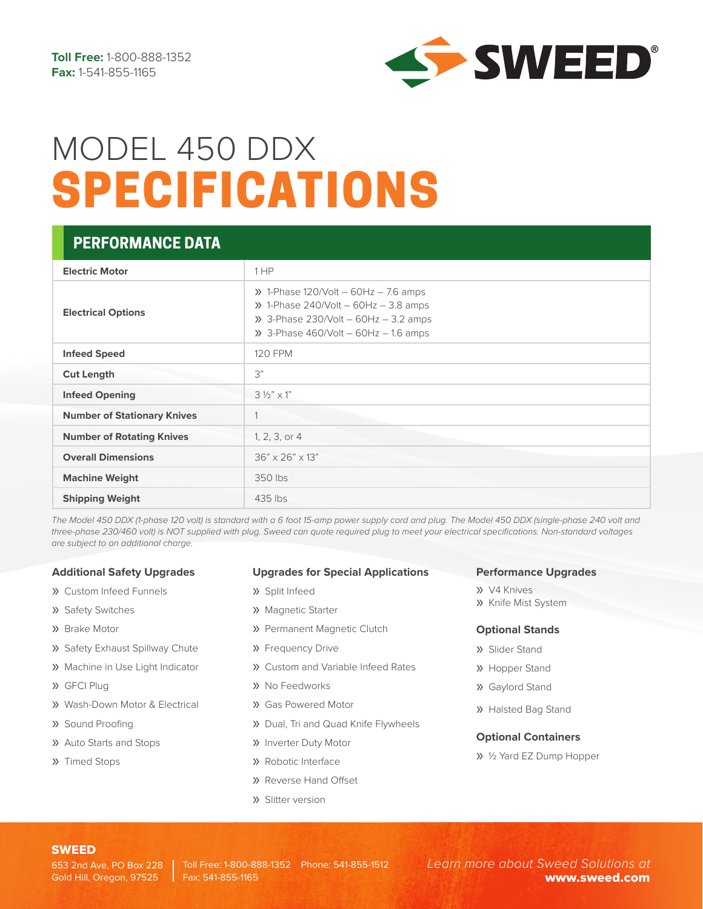Toll Free: 1-800-888-1352
Fax: 1-541-855-1165

# MODEL 450 DDX SPECIFICATIONS

## PERFORMANCE DATA

| | |
|---|---|
| **Electric Motor** | 1 HP |
| **Electrical Options** | » 1-Phase 120/Volt – 60Hz – 7.6 amps<br>» 1-Phase 240/Volt – 60Hz – 3.8 amps<br>» 3-Phase 230/Volt – 60Hz – 3.2 amps<br>» 3-Phase 460/Volt – 60Hz – 1.6 amps |
| **Infeed Speed** | 120 FPM |
| **Cut Length** | 3" |
| **Infeed Opening** | 3 ½" x 1" |
| **Number of Stationary Knives** | 1 |
| **Number of Rotating Knives** | 1, 2, 3, or 4 |
| **Overall Dimensions** | 36" x 26" x 13" |
| **Machine Weight** | 350 lbs |
| **Shipping Weight** | 435 lbs |

*The Model 450 DDX (1-phase 120 volt) is standard with a 6 foot 15-amp power supply cord and plug. The Model 450 DDX (single-phase 240 volt and three-phase 230/460 volt) is NOT supplied with plug. Sweed can quote required plug to meet your electrical specifications. Non-standard voltages are subject to an additional charge.*

### Additional Safety Upgrades

- Custom Infeed Funnels
- Safety Switches
- Brake Motor
- Safety Exhaust Spillway Chute
- Machine in Use Light Indicator
- GFCI Plug
- Wash-Down Motor & Electrical
- Sound Proofing
- Auto Starts and Stops
- Timed Stops

### Upgrades for Special Applications

- Split Infeed
- Magnetic Starter
- Permanent Magnetic Clutch
- Frequency Drive
- Custom and Variable Infeed Rates
- No Feedworks
- Gas Powered Motor
- Dual, Tri and Quad Knife Flywheels
- Inverter Duty Motor
- Robotic Interface
- Reverse Hand Offset
- Slitter version

### Performance Upgrades

- V4 Knives
- Knife Mist System

### Optional Stands

- Slider Stand
- Hopper Stand
- Gaylord Stand
- Halsted Bag Stand

### Optional Containers

- ½ Yard EZ Dump Hopper

**SWEED**
653 2nd Ave, PO Box 228
Gold Hill, Oregon, 97525

Toll Free: 1-800-888-1352 Phone: 541-855-1512
Fax: 541-855-1165

*Learn more about Sweed Solutions at* **www.sweed.com**